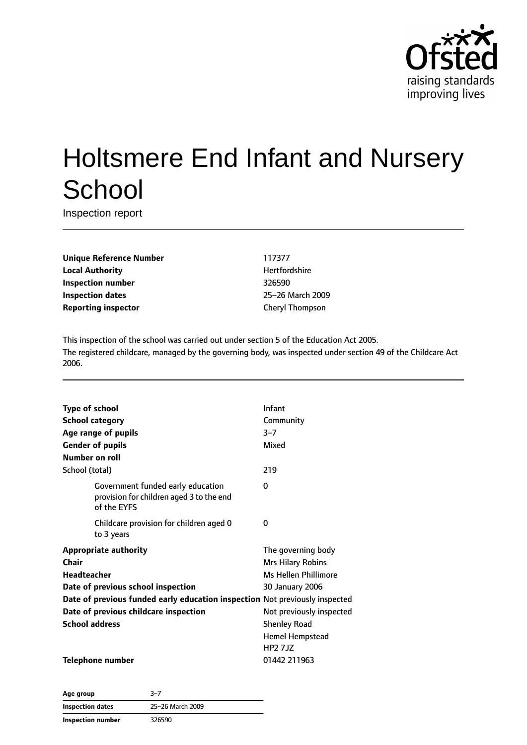Ofsted
raising standards
improving lives

# Holtsmere End Infant and Nursery School

Inspection report

| | |
|---|---|
| **Unique Reference Number** | 117377 |
| **Local Authority** | Hertfordshire |
| **Inspection number** | 326590 |
| **Inspection dates** | 25–26 March 2009 |
| **Reporting inspector** | Cheryl Thompson |

This inspection of the school was carried out under section 5 of the Education Act 2005.
The registered childcare, managed by the governing body, was inspected under section 49 of the Childcare Act 2006.

| | |
|---|---|
| **Type of school** | Infant |
| **School category** | Community |
| **Age range of pupils** | 3–7 |
| **Gender of pupils** | Mixed |
| **Number on roll** | |
| School (total) | 219 |
| Government funded early education provision for children aged 3 to the end of the EYFS | 0 |
| Childcare provision for children aged 0 to 3 years | 0 |
| **Appropriate authority** | The governing body |
| **Chair** | Mrs Hilary Robins |
| **Headteacher** | Ms Hellen Phillimore |
| **Date of previous school inspection** | 30 January 2006 |
| **Date of previous funded early education inspection** | Not previously inspected |
| **Date of previous childcare inspection** | Not previously inspected |
| **School address** | Shenley Road<br>Hemel Hempstead<br>HP2 7JZ |
| **Telephone number** | 01442 211963 |

| | |
|---|---|
| **Age group** | 3–7 |
| **Inspection dates** | 25–26 March 2009 |
| **Inspection number** | 326590 |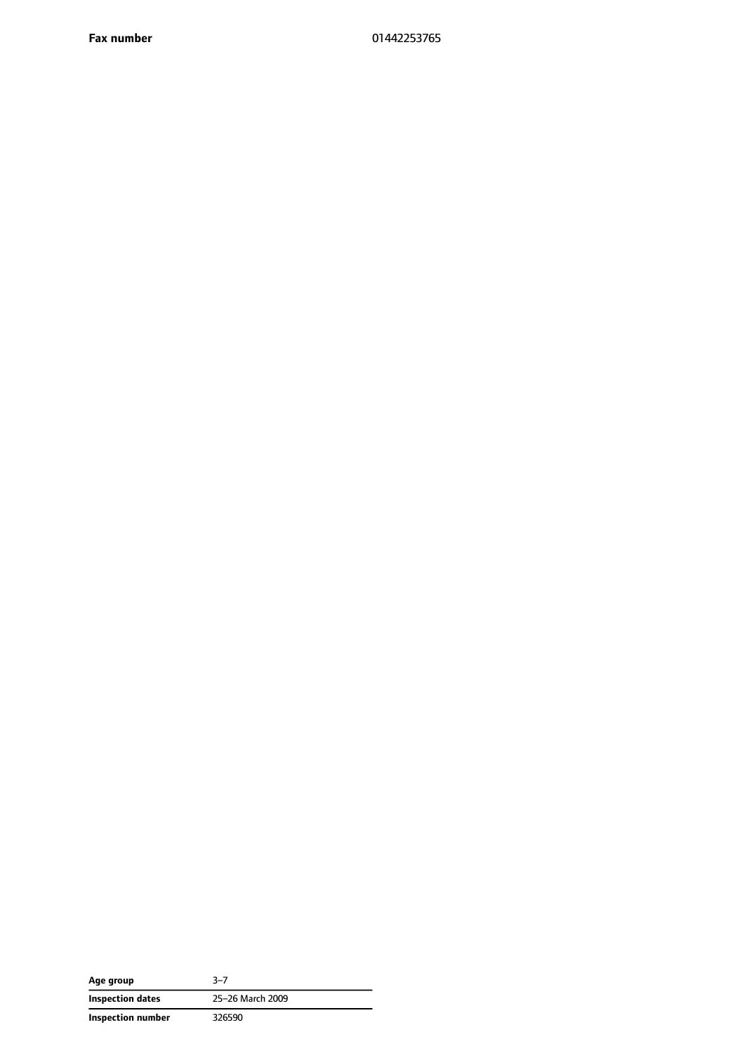| | |
|---|---|
| **Fax number** | 01442253765 |

| | |
|---|---|
| **Age group** | 3–7 |
| **Inspection dates** | 25–26 March 2009 |
| **Inspection number** | 326590 |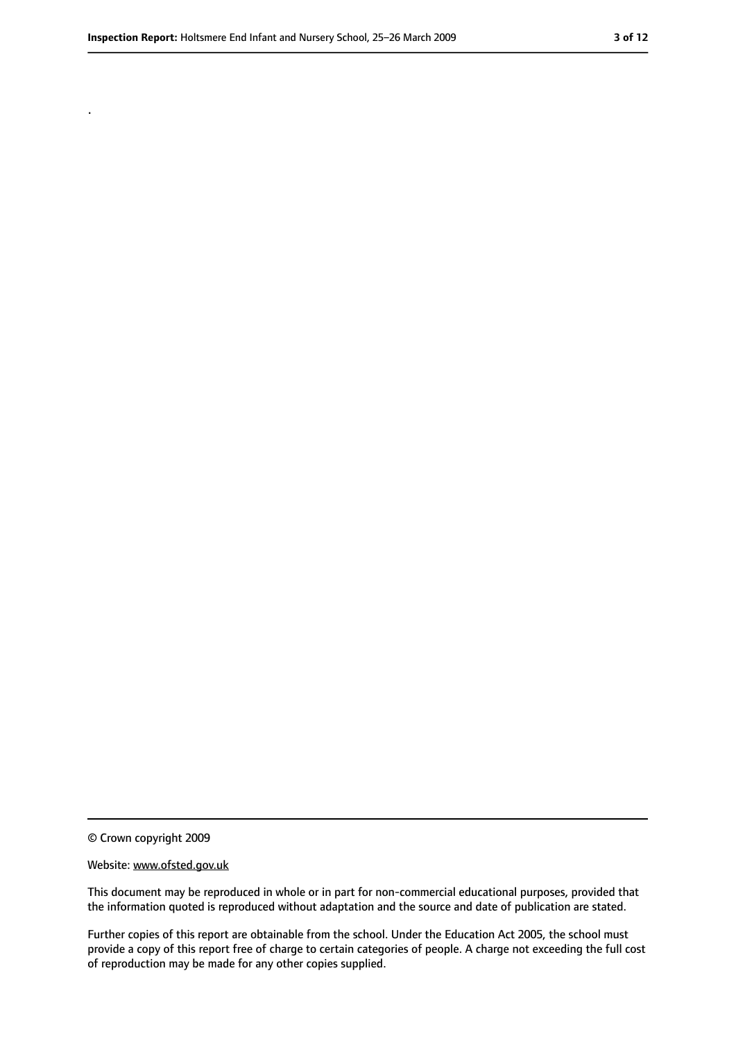.

© Crown copyright 2009

Website: www.ofsted.gov.uk

This document may be reproduced in whole or in part for non-commercial educational purposes, provided that the information quoted is reproduced without adaptation and the source and date of publication are stated.

Further copies of this report are obtainable from the school. Under the Education Act 2005, the school must provide a copy of this report free of charge to certain categories of people. A charge not exceeding the full cost of reproduction may be made for any other copies supplied.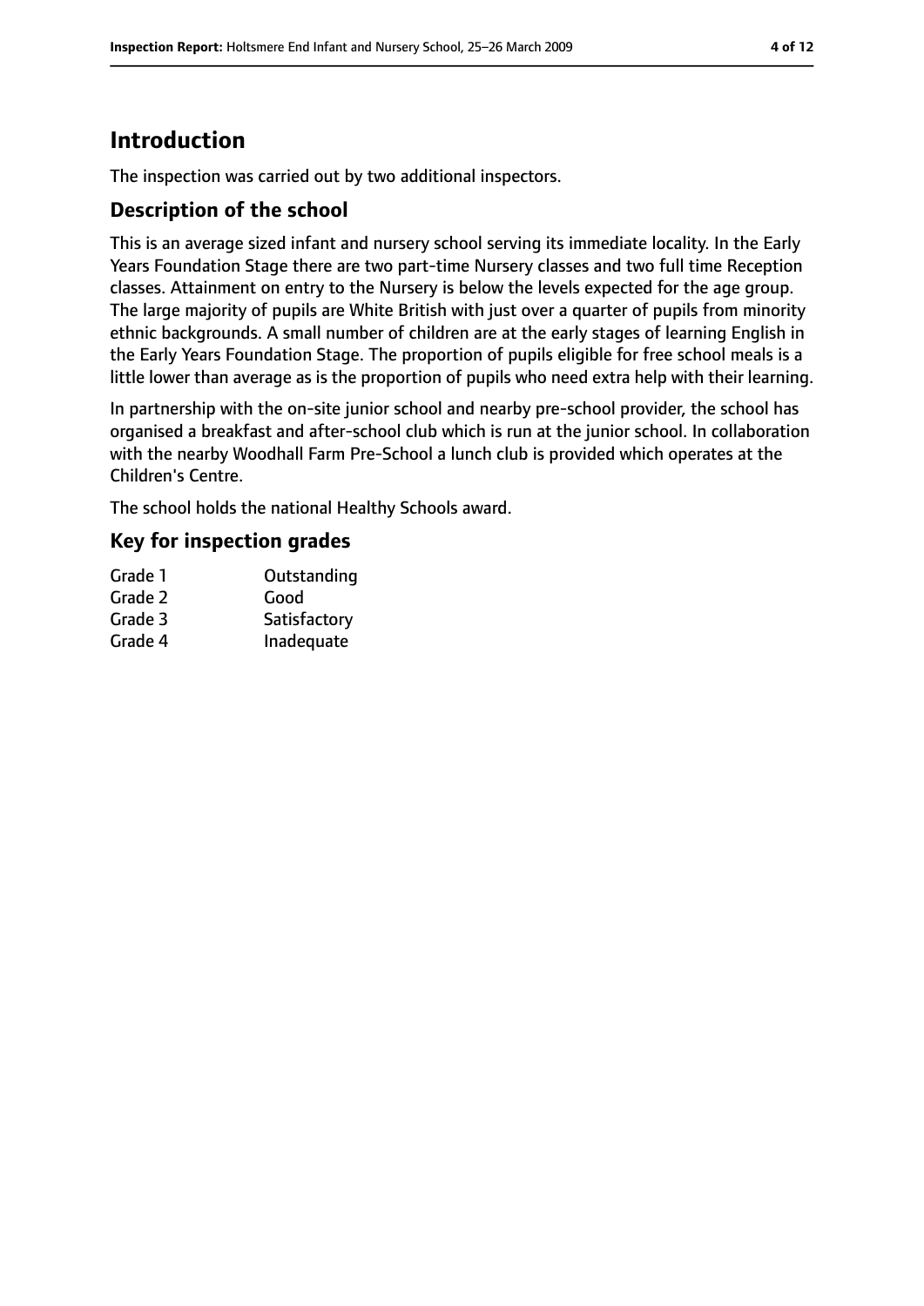# Introduction

The inspection was carried out by two additional inspectors.

## Description of the school

This is an average sized infant and nursery school serving its immediate locality. In the Early Years Foundation Stage there are two part-time Nursery classes and two full time Reception classes. Attainment on entry to the Nursery is below the levels expected for the age group. The large majority of pupils are White British with just over a quarter of pupils from minority ethnic backgrounds. A small number of children are at the early stages of learning English in the Early Years Foundation Stage. The proportion of pupils eligible for free school meals is a little lower than average as is the proportion of pupils who need extra help with their learning.

In partnership with the on-site junior school and nearby pre-school provider, the school has organised a breakfast and after-school club which is run at the junior school. In collaboration with the nearby Woodhall Farm Pre-School a lunch club is provided which operates at the Children's Centre.

The school holds the national Healthy Schools award.

## Key for inspection grades

| | |
|---|---|
| Grade 1 | Outstanding |
| Grade 2 | Good |
| Grade 3 | Satisfactory |
| Grade 4 | Inadequate |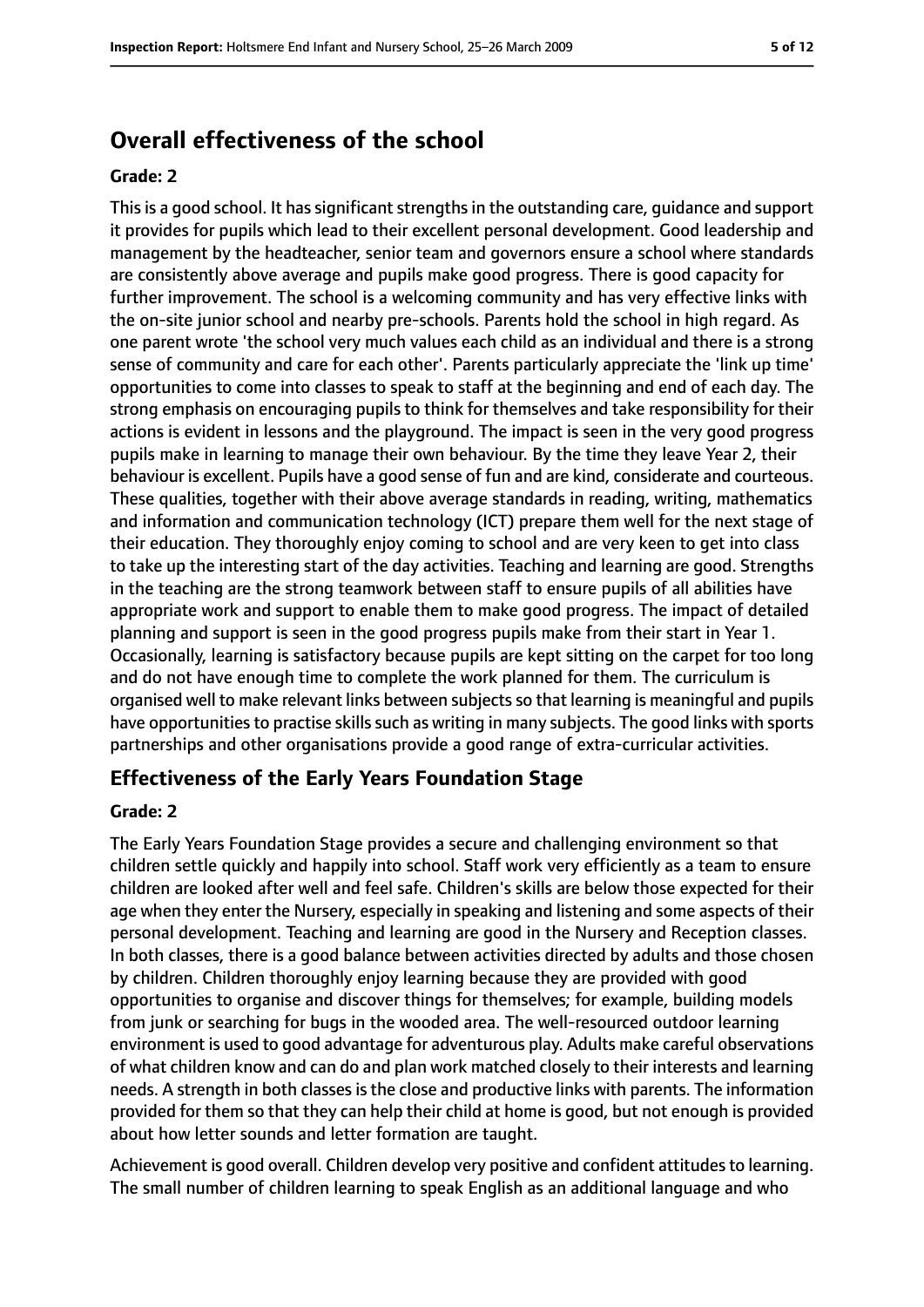## Overall effectiveness of the school

### Grade: 2

This is a good school. It has significant strengths in the outstanding care, guidance and support it provides for pupils which lead to their excellent personal development. Good leadership and management by the headteacher, senior team and governors ensure a school where standards are consistently above average and pupils make good progress. There is good capacity for further improvement. The school is a welcoming community and has very effective links with the on-site junior school and nearby pre-schools. Parents hold the school in high regard. As one parent wrote 'the school very much values each child as an individual and there is a strong sense of community and care for each other'. Parents particularly appreciate the 'link up time' opportunities to come into classes to speak to staff at the beginning and end of each day. The strong emphasis on encouraging pupils to think for themselves and take responsibility for their actions is evident in lessons and the playground. The impact is seen in the very good progress pupils make in learning to manage their own behaviour. By the time they leave Year 2, their behaviour is excellent. Pupils have a good sense of fun and are kind, considerate and courteous. These qualities, together with their above average standards in reading, writing, mathematics and information and communication technology (ICT) prepare them well for the next stage of their education. They thoroughly enjoy coming to school and are very keen to get into class to take up the interesting start of the day activities. Teaching and learning are good. Strengths in the teaching are the strong teamwork between staff to ensure pupils of all abilities have appropriate work and support to enable them to make good progress. The impact of detailed planning and support is seen in the good progress pupils make from their start in Year 1. Occasionally, learning is satisfactory because pupils are kept sitting on the carpet for too long and do not have enough time to complete the work planned for them. The curriculum is organised well to make relevant links between subjects so that learning is meaningful and pupils have opportunities to practise skills such as writing in many subjects. The good links with sports partnerships and other organisations provide a good range of extra-curricular activities.

## Effectiveness of the Early Years Foundation Stage

### Grade: 2

The Early Years Foundation Stage provides a secure and challenging environment so that children settle quickly and happily into school. Staff work very efficiently as a team to ensure children are looked after well and feel safe. Children's skills are below those expected for their age when they enter the Nursery, especially in speaking and listening and some aspects of their personal development. Teaching and learning are good in the Nursery and Reception classes. In both classes, there is a good balance between activities directed by adults and those chosen by children. Children thoroughly enjoy learning because they are provided with good opportunities to organise and discover things for themselves; for example, building models from junk or searching for bugs in the wooded area. The well-resourced outdoor learning environment is used to good advantage for adventurous play. Adults make careful observations of what children know and can do and plan work matched closely to their interests and learning needs. A strength in both classes is the close and productive links with parents. The information provided for them so that they can help their child at home is good, but not enough is provided about how letter sounds and letter formation are taught.

Achievement is good overall. Children develop very positive and confident attitudes to learning. The small number of children learning to speak English as an additional language and who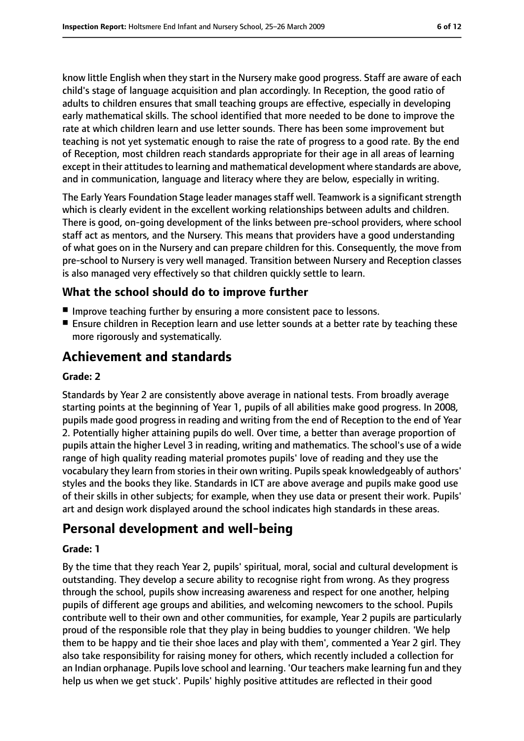know little English when they start in the Nursery make good progress. Staff are aware of each child's stage of language acquisition and plan accordingly. In Reception, the good ratio of adults to children ensures that small teaching groups are effective, especially in developing early mathematical skills. The school identified that more needed to be done to improve the rate at which children learn and use letter sounds. There has been some improvement but teaching is not yet systematic enough to raise the rate of progress to a good rate. By the end of Reception, most children reach standards appropriate for their age in all areas of learning except in their attitudes to learning and mathematical development where standards are above, and in communication, language and literacy where they are below, especially in writing.

The Early Years Foundation Stage leader manages staff well. Teamwork is a significant strength which is clearly evident in the excellent working relationships between adults and children. There is good, on-going development of the links between pre-school providers, where school staff act as mentors, and the Nursery. This means that providers have a good understanding of what goes on in the Nursery and can prepare children for this. Consequently, the move from pre-school to Nursery is very well managed. Transition between Nursery and Reception classes is also managed very effectively so that children quickly settle to learn.

### What the school should do to improve further

- Improve teaching further by ensuring a more consistent pace to lessons.
- Ensure children in Reception learn and use letter sounds at a better rate by teaching these more rigorously and systematically.

## Achievement and standards

#### Grade: 2

Standards by Year 2 are consistently above average in national tests. From broadly average starting points at the beginning of Year 1, pupils of all abilities make good progress. In 2008, pupils made good progress in reading and writing from the end of Reception to the end of Year 2. Potentially higher attaining pupils do well. Over time, a better than average proportion of pupils attain the higher Level 3 in reading, writing and mathematics. The school's use of a wide range of high quality reading material promotes pupils' love of reading and they use the vocabulary they learn from stories in their own writing. Pupils speak knowledgeably of authors' styles and the books they like. Standards in ICT are above average and pupils make good use of their skills in other subjects; for example, when they use data or present their work. Pupils' art and design work displayed around the school indicates high standards in these areas.

## Personal development and well-being

#### Grade: 1

By the time that they reach Year 2, pupils' spiritual, moral, social and cultural development is outstanding. They develop a secure ability to recognise right from wrong. As they progress through the school, pupils show increasing awareness and respect for one another, helping pupils of different age groups and abilities, and welcoming newcomers to the school. Pupils contribute well to their own and other communities, for example, Year 2 pupils are particularly proud of the responsible role that they play in being buddies to younger children. 'We help them to be happy and tie their shoe laces and play with them', commented a Year 2 girl. They also take responsibility for raising money for others, which recently included a collection for an Indian orphanage. Pupils love school and learning. 'Our teachers make learning fun and they help us when we get stuck'. Pupils' highly positive attitudes are reflected in their good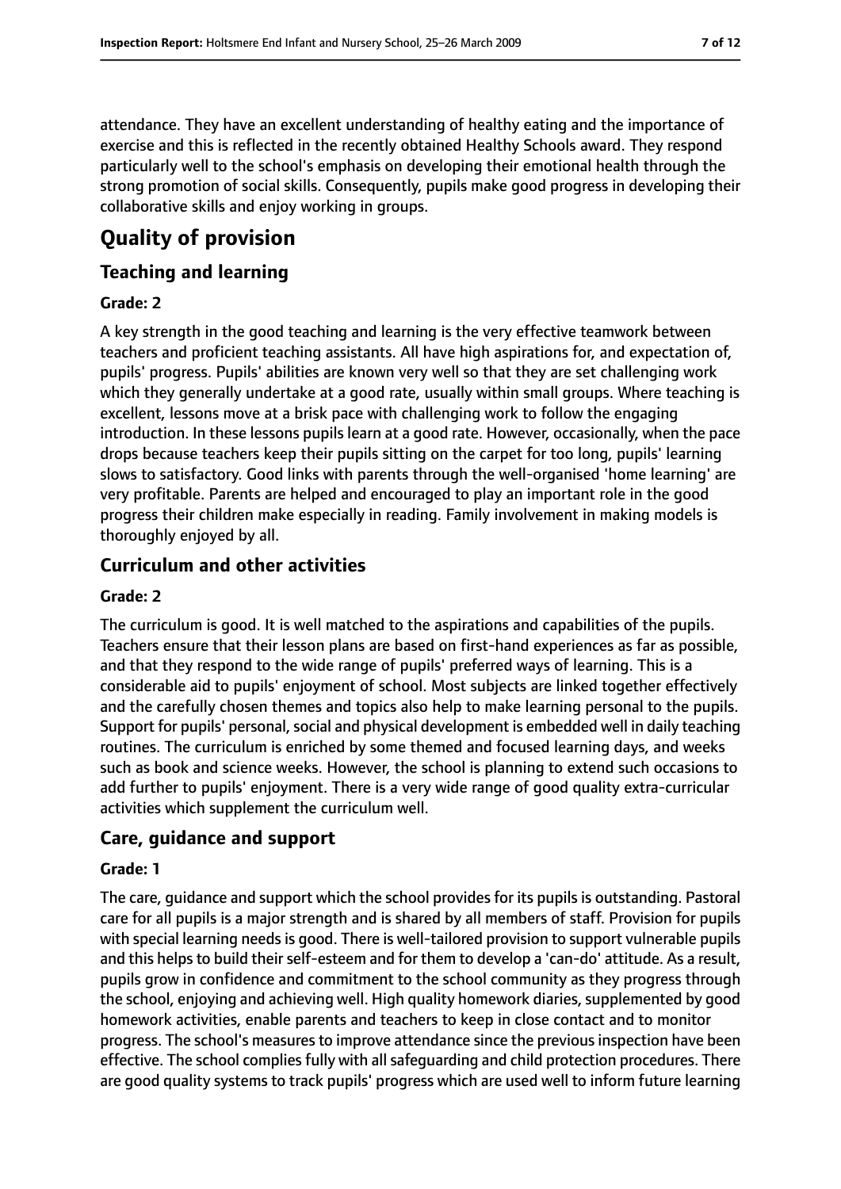attendance. They have an excellent understanding of healthy eating and the importance of exercise and this is reflected in the recently obtained Healthy Schools award. They respond particularly well to the school's emphasis on developing their emotional health through the strong promotion of social skills. Consequently, pupils make good progress in developing their collaborative skills and enjoy working in groups.

# Quality of provision

## Teaching and learning

**Grade: 2**

A key strength in the good teaching and learning is the very effective teamwork between teachers and proficient teaching assistants. All have high aspirations for, and expectation of, pupils' progress. Pupils' abilities are known very well so that they are set challenging work which they generally undertake at a good rate, usually within small groups. Where teaching is excellent, lessons move at a brisk pace with challenging work to follow the engaging introduction. In these lessons pupils learn at a good rate. However, occasionally, when the pace drops because teachers keep their pupils sitting on the carpet for too long, pupils' learning slows to satisfactory. Good links with parents through the well-organised 'home learning' are very profitable. Parents are helped and encouraged to play an important role in the good progress their children make especially in reading. Family involvement in making models is thoroughly enjoyed by all.

## Curriculum and other activities

**Grade: 2**

The curriculum is good. It is well matched to the aspirations and capabilities of the pupils. Teachers ensure that their lesson plans are based on first-hand experiences as far as possible, and that they respond to the wide range of pupils' preferred ways of learning. This is a considerable aid to pupils' enjoyment of school. Most subjects are linked together effectively and the carefully chosen themes and topics also help to make learning personal to the pupils. Support for pupils' personal, social and physical development is embedded well in daily teaching routines. The curriculum is enriched by some themed and focused learning days, and weeks such as book and science weeks. However, the school is planning to extend such occasions to add further to pupils' enjoyment. There is a very wide range of good quality extra-curricular activities which supplement the curriculum well.

## Care, guidance and support

**Grade: 1**

The care, guidance and support which the school provides for its pupils is outstanding. Pastoral care for all pupils is a major strength and is shared by all members of staff. Provision for pupils with special learning needs is good. There is well-tailored provision to support vulnerable pupils and this helps to build their self-esteem and for them to develop a 'can-do' attitude. As a result, pupils grow in confidence and commitment to the school community as they progress through the school, enjoying and achieving well. High quality homework diaries, supplemented by good homework activities, enable parents and teachers to keep in close contact and to monitor progress. The school's measures to improve attendance since the previous inspection have been effective. The school complies fully with all safeguarding and child protection procedures. There are good quality systems to track pupils' progress which are used well to inform future learning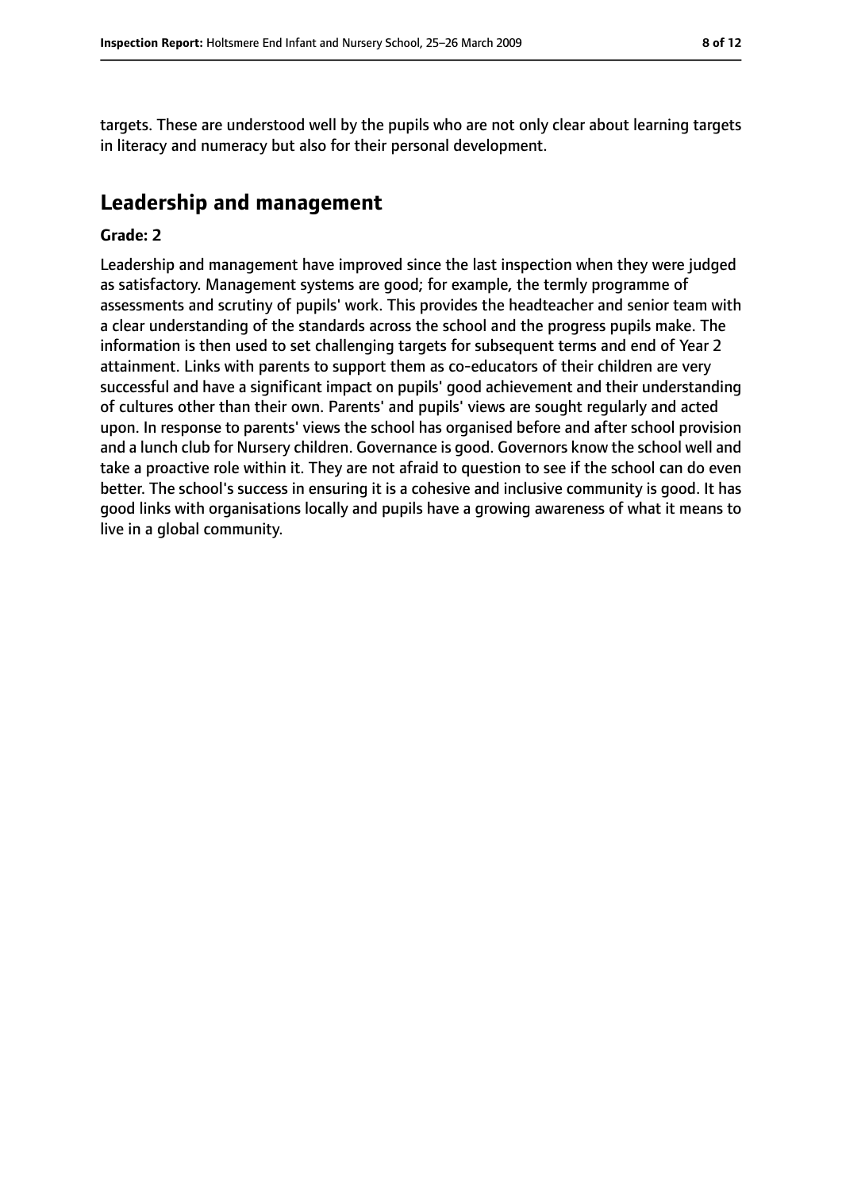targets. These are understood well by the pupils who are not only clear about learning targets in literacy and numeracy but also for their personal development.

## Leadership and management

**Grade: 2**

Leadership and management have improved since the last inspection when they were judged as satisfactory. Management systems are good; for example, the termly programme of assessments and scrutiny of pupils' work. This provides the headteacher and senior team with a clear understanding of the standards across the school and the progress pupils make. The information is then used to set challenging targets for subsequent terms and end of Year 2 attainment. Links with parents to support them as co-educators of their children are very successful and have a significant impact on pupils' good achievement and their understanding of cultures other than their own. Parents' and pupils' views are sought regularly and acted upon. In response to parents' views the school has organised before and after school provision and a lunch club for Nursery children. Governance is good. Governors know the school well and take a proactive role within it. They are not afraid to question to see if the school can do even better. The school's success in ensuring it is a cohesive and inclusive community is good. It has good links with organisations locally and pupils have a growing awareness of what it means to live in a global community.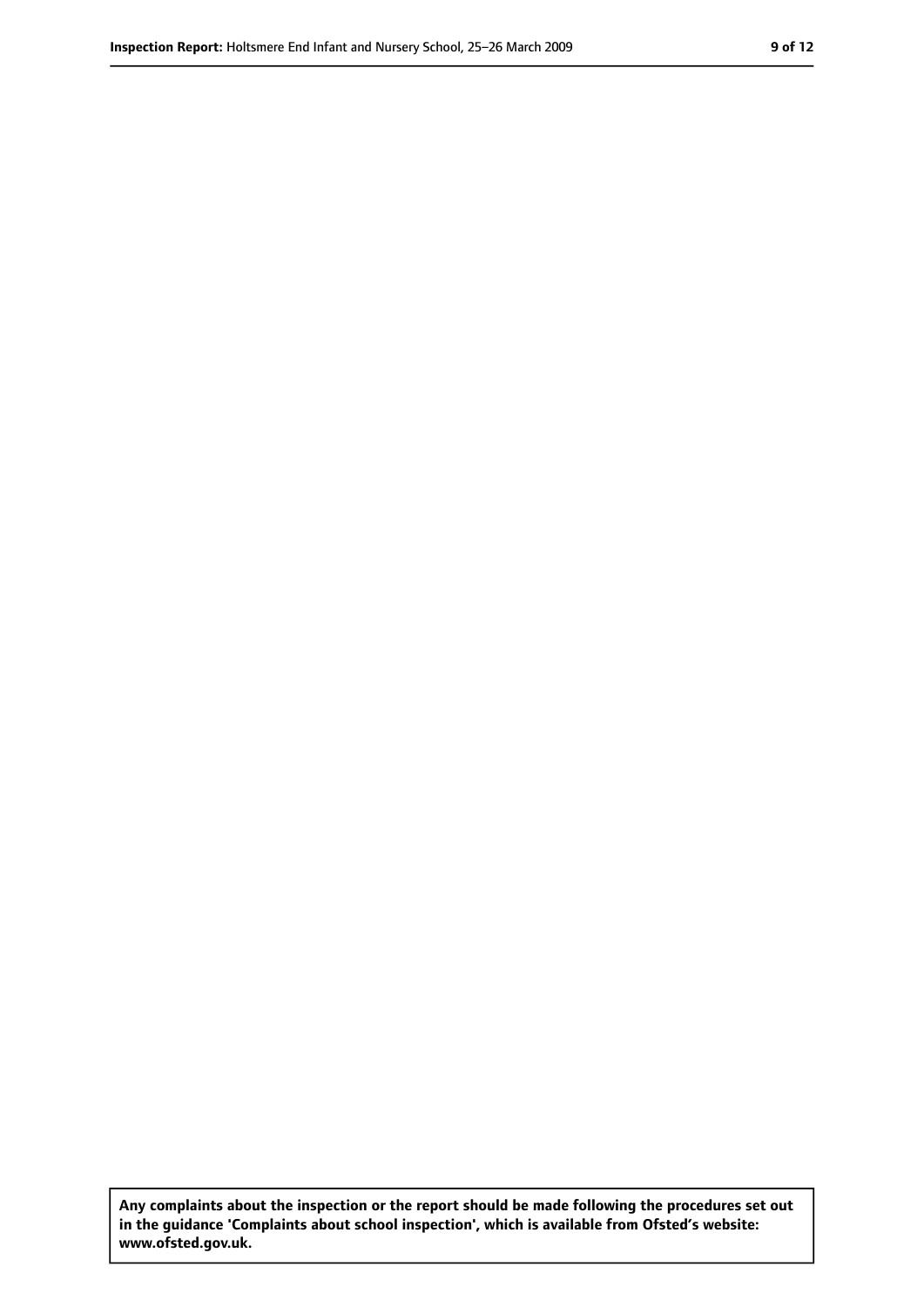**Any complaints about the inspection or the report should be made following the procedures set out in the guidance 'Complaints about school inspection', which is available from Ofsted's website: www.ofsted.gov.uk.**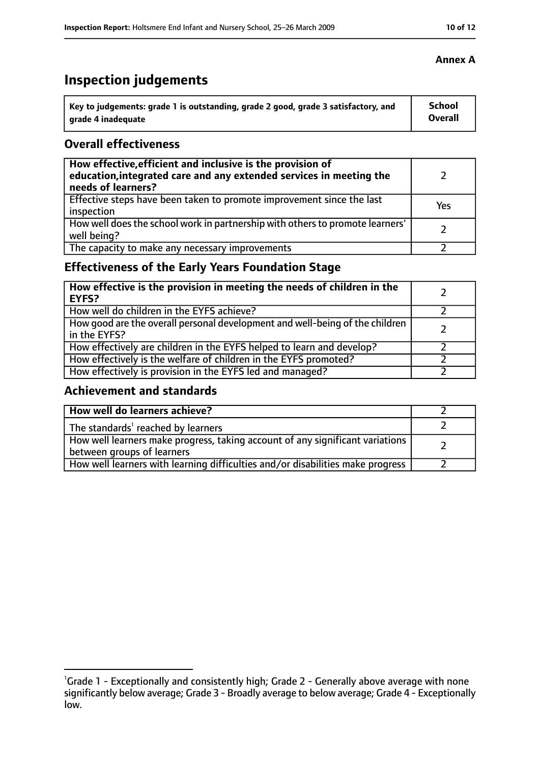**Annex A**

# Inspection judgements

| Key to judgements: grade 1 is outstanding, grade 2 good, grade 3 satisfactory, and grade 4 inadequate | School Overall |
|---|---|

## Overall effectiveness

| | |
|---|---|
| **How effective, efficient and inclusive is the provision of education, integrated care and any extended services in meeting the needs of learners?** | 2 |
| Effective steps have been taken to promote improvement since the last inspection | Yes |
| How well does the school work in partnership with others to promote learners' well being? | 2 |
| The capacity to make any necessary improvements | 2 |

## Effectiveness of the Early Years Foundation Stage

| | |
|---|---|
| **How effective is the provision in meeting the needs of children in the EYFS?** | 2 |
| How well do children in the EYFS achieve? | 2 |
| How good are the overall personal development and well-being of the children in the EYFS? | 2 |
| How effectively are children in the EYFS helped to learn and develop? | 2 |
| How effectively is the welfare of children in the EYFS promoted? | 2 |
| How effectively is provision in the EYFS led and managed? | 2 |

## Achievement and standards

| | |
|---|---|
| **How well do learners achieve?** | 2 |
| The standards[1] reached by learners | 2 |
| How well learners make progress, taking account of any significant variations between groups of learners | 2 |
| How well learners with learning difficulties and/or disabilities make progress | 2 |

[1]Grade 1 - Exceptionally and consistently high; Grade 2 - Generally above average with none significantly below average; Grade 3 - Broadly average to below average; Grade 4 - Exceptionally low.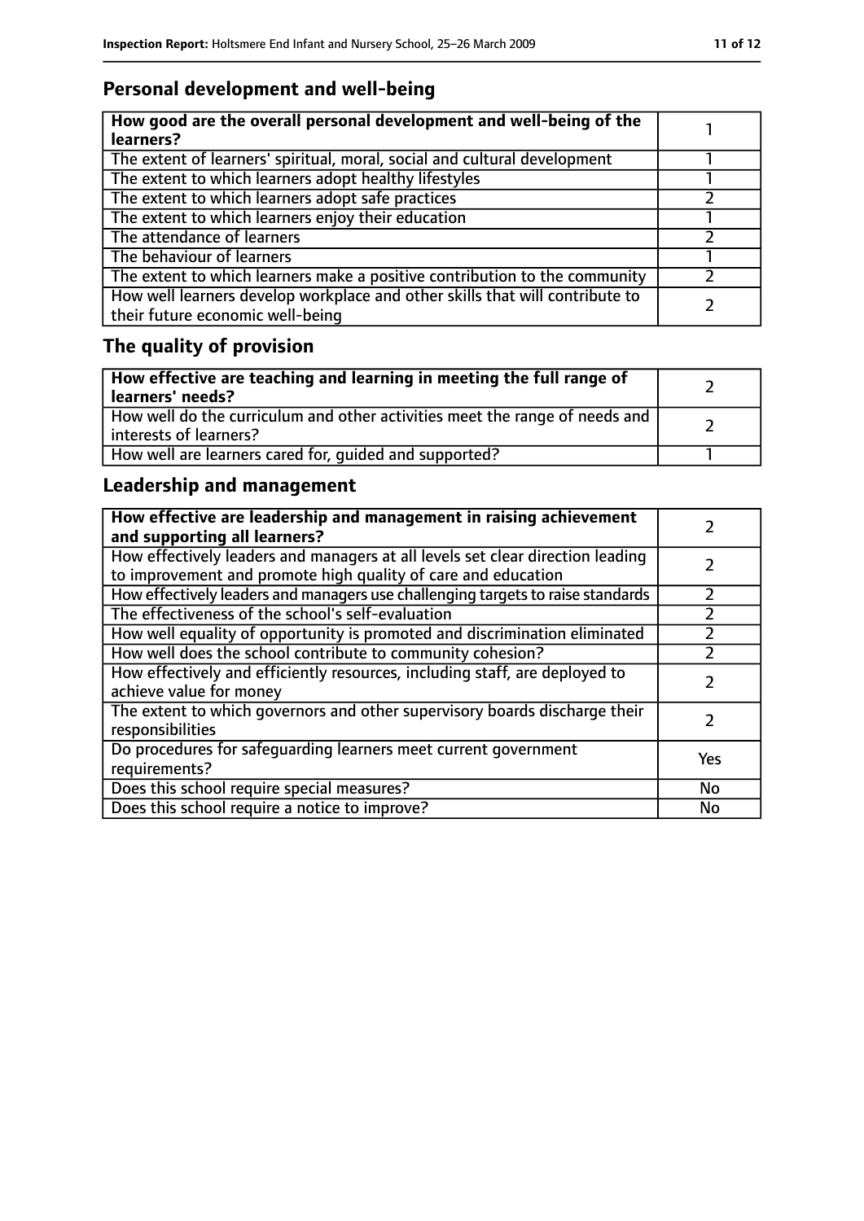## Personal development and well-being

| **How good are the overall personal development and well-being of the learners?** | 1 |
|---|---|
| The extent of learners' spiritual, moral, social and cultural development | 1 |
| The extent to which learners adopt healthy lifestyles | 1 |
| The extent to which learners adopt safe practices | 2 |
| The extent to which learners enjoy their education | 1 |
| The attendance of learners | 2 |
| The behaviour of learners | 1 |
| The extent to which learners make a positive contribution to the community | 2 |
| How well learners develop workplace and other skills that will contribute to their future economic well-being | 2 |

## The quality of provision

| **How effective are teaching and learning in meeting the full range of learners' needs?** | 2 |
|---|---|
| How well do the curriculum and other activities meet the range of needs and interests of learners? | 2 |
| How well are learners cared for, guided and supported? | 1 |

## Leadership and management

| **How effective are leadership and management in raising achievement and supporting all learners?** | 2 |
|---|---|
| How effectively leaders and managers at all levels set clear direction leading to improvement and promote high quality of care and education | 2 |
| How effectively leaders and managers use challenging targets to raise standards | 2 |
| The effectiveness of the school's self-evaluation | 2 |
| How well equality of opportunity is promoted and discrimination eliminated | 2 |
| How well does the school contribute to community cohesion? | 2 |
| How effectively and efficiently resources, including staff, are deployed to achieve value for money | 2 |
| The extent to which governors and other supervisory boards discharge their responsibilities | 2 |
| Do procedures for safeguarding learners meet current government requirements? | Yes |
| Does this school require special measures? | No |
| Does this school require a notice to improve? | No |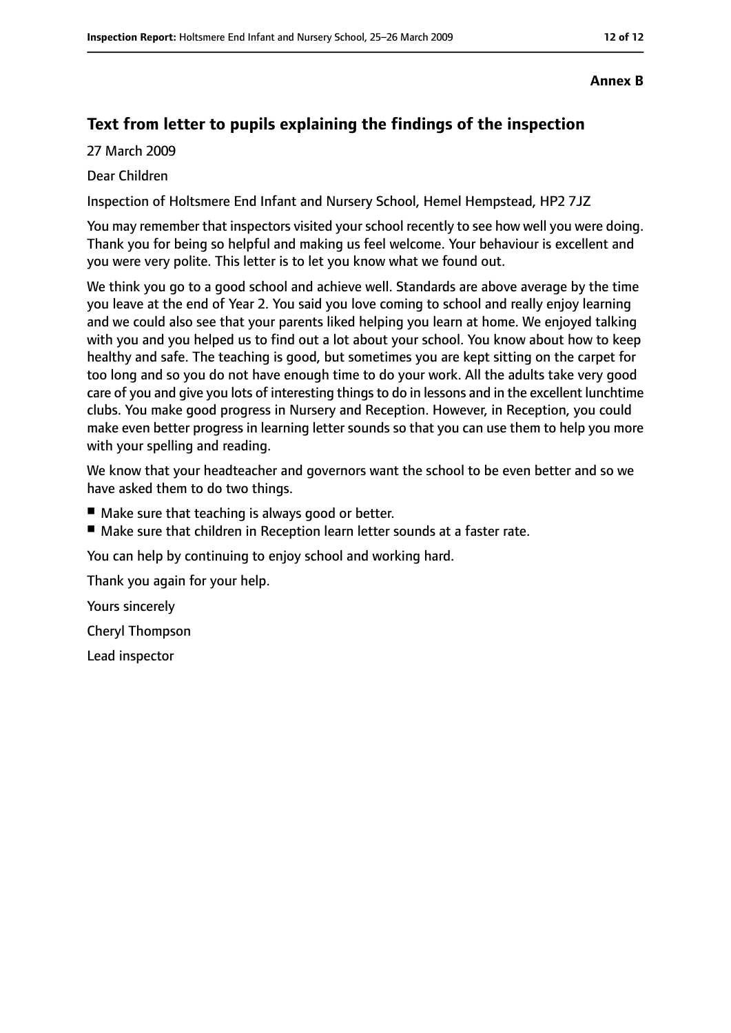**Annex B**

## Text from letter to pupils explaining the findings of the inspection

27 March 2009

Dear Children

Inspection of Holtsmere End Infant and Nursery School, Hemel Hempstead, HP2 7JZ

You may remember that inspectors visited your school recently to see how well you were doing. Thank you for being so helpful and making us feel welcome. Your behaviour is excellent and you were very polite. This letter is to let you know what we found out.

We think you go to a good school and achieve well. Standards are above average by the time you leave at the end of Year 2. You said you love coming to school and really enjoy learning and we could also see that your parents liked helping you learn at home. We enjoyed talking with you and you helped us to find out a lot about your school. You know about how to keep healthy and safe. The teaching is good, but sometimes you are kept sitting on the carpet for too long and so you do not have enough time to do your work. All the adults take very good care of you and give you lots of interesting things to do in lessons and in the excellent lunchtime clubs. You make good progress in Nursery and Reception. However, in Reception, you could make even better progress in learning letter sounds so that you can use them to help you more with your spelling and reading.

We know that your headteacher and governors want the school to be even better and so we have asked them to do two things.

- Make sure that teaching is always good or better.
- Make sure that children in Reception learn letter sounds at a faster rate.

You can help by continuing to enjoy school and working hard.

Thank you again for your help.

Yours sincerely

Cheryl Thompson

Lead inspector